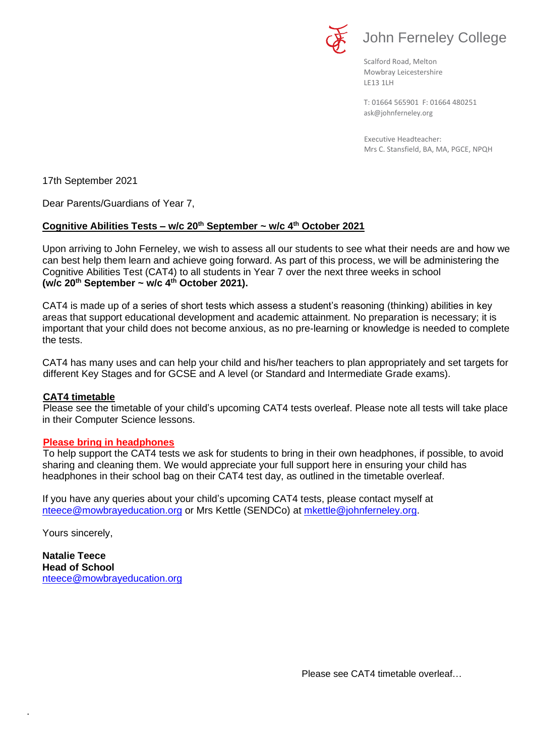# John Ferneley College

Scalford Road, Melton
Mowbray Leicestershire
LE13 1LH

T: 01664 565901 F: 01664 480251
ask@johnferneley.org

Executive Headteacher:
Mrs C. Stansfield, BA, MA, PGCE, NPQH

17th September 2021

Dear Parents/Guardians of Year 7,

**Cognitive Abilities Tests – w/c 20th September ~ w/c 4th October 2021**

Upon arriving to John Ferneley, we wish to assess all our students to see what their needs are and how we can best help them learn and achieve going forward. As part of this process, we will be administering the Cognitive Abilities Test (CAT4) to all students in Year 7 over the next three weeks in school **(w/c 20th September ~ w/c 4th October 2021).**

CAT4 is made up of a series of short tests which assess a student's reasoning (thinking) abilities in key areas that support educational development and academic attainment. No preparation is necessary; it is important that your child does not become anxious, as no pre-learning or knowledge is needed to complete the tests.

CAT4 has many uses and can help your child and his/her teachers to plan appropriately and set targets for different Key Stages and for GCSE and A level (or Standard and Intermediate Grade exams).

**CAT4 timetable**

Please see the timetable of your child's upcoming CAT4 tests overleaf. Please note all tests will take place in their Computer Science lessons.

**Please bring in headphones**

To help support the CAT4 tests we ask for students to bring in their own headphones, if possible, to avoid sharing and cleaning them. We would appreciate your full support here in ensuring your child has headphones in their school bag on their CAT4 test day, as outlined in the timetable overleaf.

If you have any queries about your child's upcoming CAT4 tests, please contact myself at nteece@mowbrayeducation.org or Mrs Kettle (SENDCo) at mkettle@johnferneley.org.

Yours sincerely,

**Natalie Teece**
**Head of School**
nteece@mowbrayeducation.org

Please see CAT4 timetable overleaf…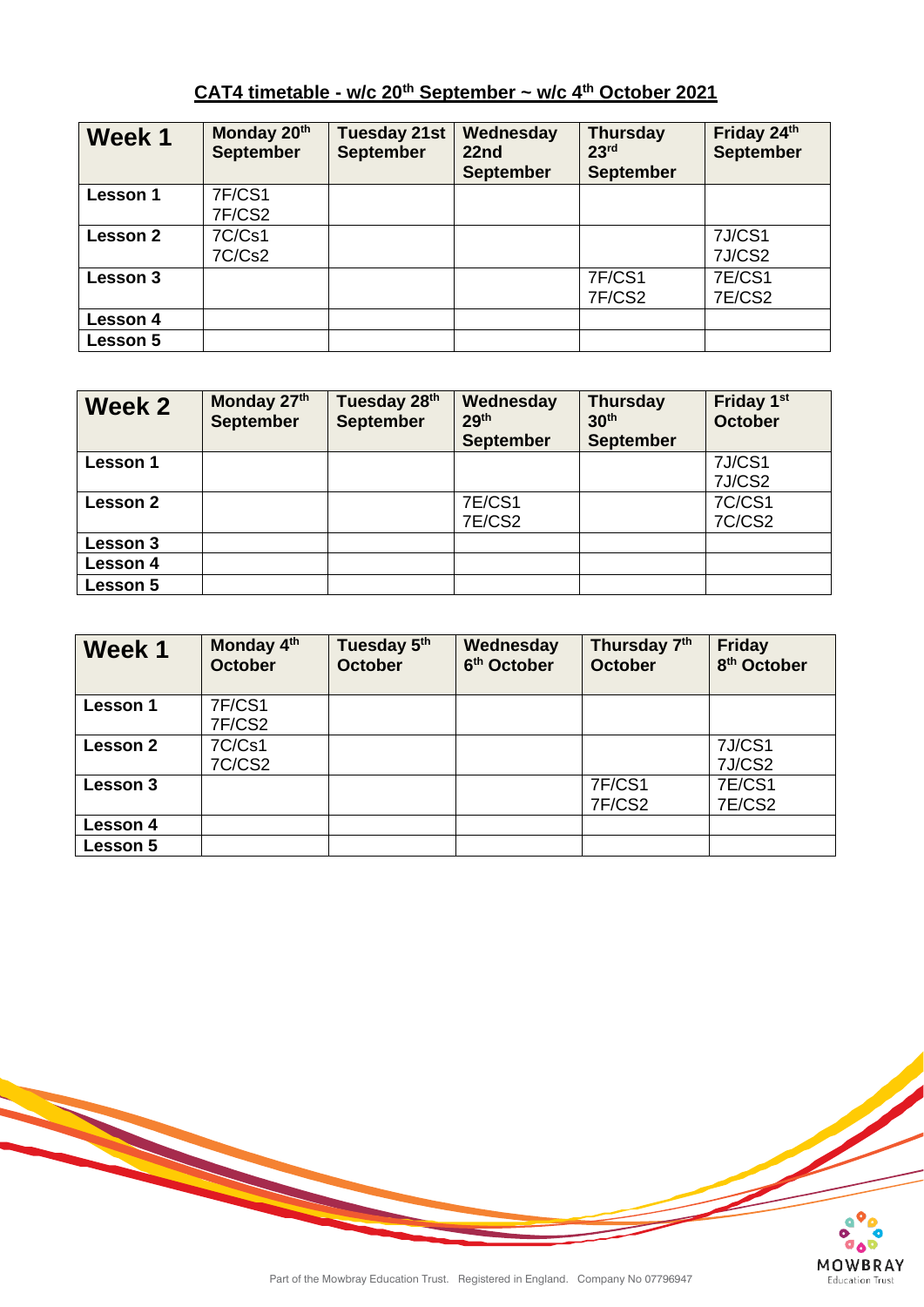# CAT4 timetable - w/c 20th September ~ w/c 4th October 2021

| Week 1 | Monday 20th September | Tuesday 21st September | Wednesday 22nd September | Thursday 23rd September | Friday 24th September |
|---|---|---|---|---|---|
| Lesson 1 | 7F/CS1 7F/CS2 | | | | |
| Lesson 2 | 7C/Cs1 7C/Cs2 | | | | 7J/CS1 7J/CS2 |
| Lesson 3 | | | | 7F/CS1 7F/CS2 | 7E/CS1 7E/CS2 |
| Lesson 4 | | | | | |
| Lesson 5 | | | | | |

| Week 2 | Monday 27th September | Tuesday 28th September | Wednesday 29th September | Thursday 30th September | Friday 1st October |
|---|---|---|---|---|---|
| Lesson 1 | | | | | 7J/CS1 7J/CS2 |
| Lesson 2 | | | 7E/CS1 7E/CS2 | | 7C/CS1 7C/CS2 |
| Lesson 3 | | | | | |
| Lesson 4 | | | | | |
| Lesson 5 | | | | | |

| Week 1 | Monday 4th October | Tuesday 5th October | Wednesday 6th October | Thursday 7th October | Friday 8th October |
|---|---|---|---|---|---|
| Lesson 1 | 7F/CS1 7F/CS2 | | | | |
| Lesson 2 | 7C/Cs1 7C/CS2 | | | | 7J/CS1 7J/CS2 |
| Lesson 3 | | | | 7F/CS1 7F/CS2 | 7E/CS1 7E/CS2 |
| Lesson 4 | | | | | |
| Lesson 5 | | | | | |

Part of the Mowbray Education Trust. Registered in England. Company No 07796947